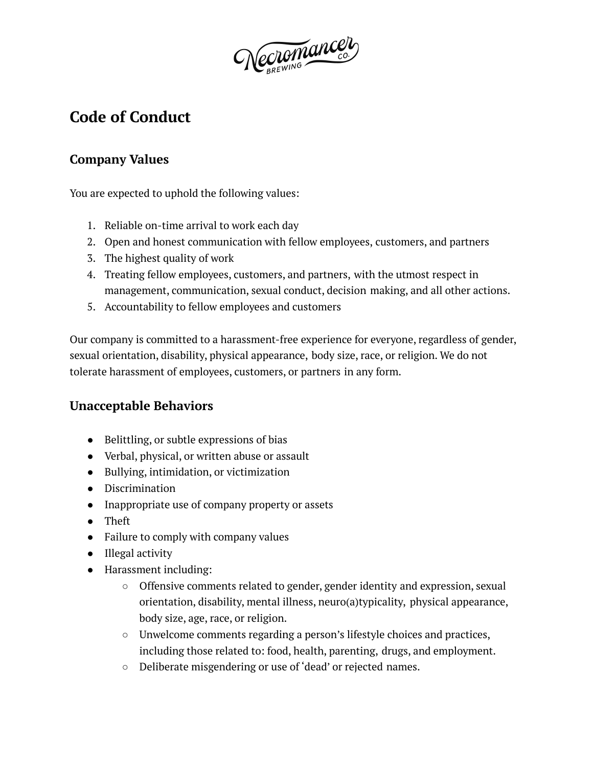# Code of Conduct

## Company Values

You are expected to uphold the following values:

1. Reliable on-time arrival to work each day
2. Open and honest communication with fellow employees, customers, and partners
3. The highest quality of work
4. Treating fellow employees, customers, and partners, with the utmost respect in management, communication, sexual conduct, decision making, and all other actions.
5. Accountability to fellow employees and customers

Our company is committed to a harassment-free experience for everyone, regardless of gender, sexual orientation, disability, physical appearance, body size, race, or religion. We do not tolerate harassment of employees, customers, or partners in any form.

## Unacceptable Behaviors

- Belittling, or subtle expressions of bias
- Verbal, physical, or written abuse or assault
- Bullying, intimidation, or victimization
- Discrimination
- Inappropriate use of company property or assets
- Theft
- Failure to comply with company values
- Illegal activity
- Harassment including:
    - Offensive comments related to gender, gender identity and expression, sexual orientation, disability, mental illness, neuro(a)typicality, physical appearance, body size, age, race, or religion.
    - Unwelcome comments regarding a person's lifestyle choices and practices, including those related to: food, health, parenting, drugs, and employment.
    - Deliberate misgendering or use of 'dead' or rejected names.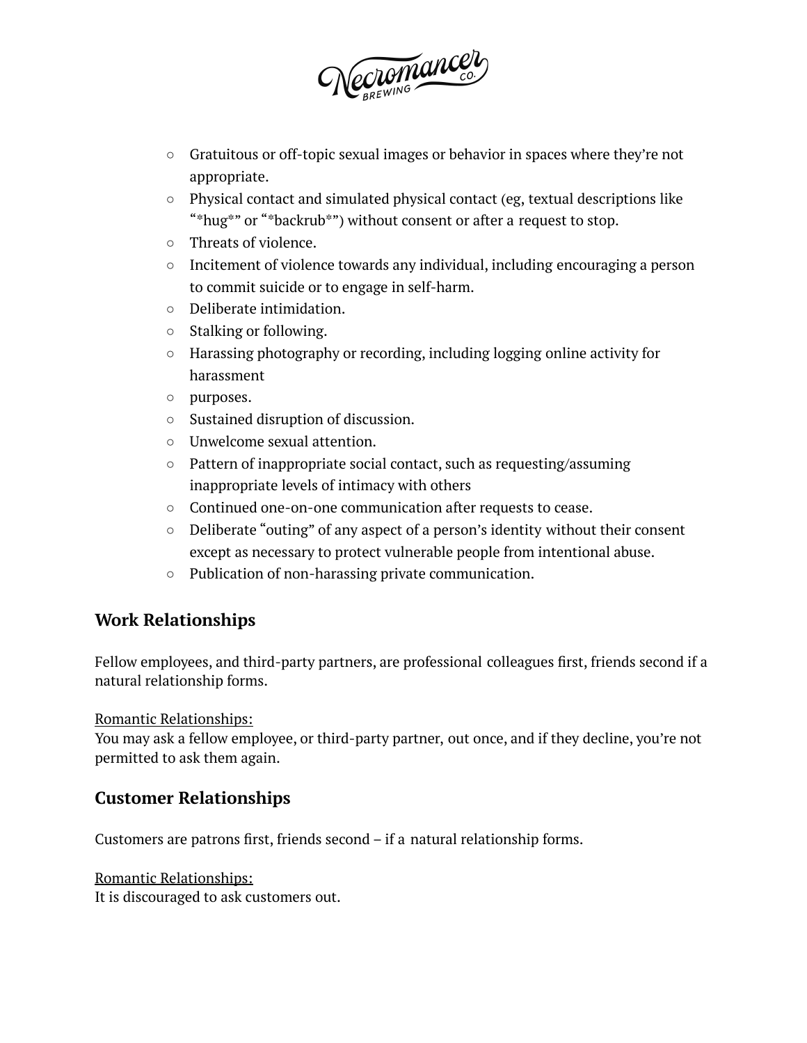- Gratuitous or off-topic sexual images or behavior in spaces where they're not appropriate.
- Physical contact and simulated physical contact (eg, textual descriptions like "*hug*" or "*backrub*") without consent or after a request to stop.
- Threats of violence.
- Incitement of violence towards any individual, including encouraging a person to commit suicide or to engage in self-harm.
- Deliberate intimidation.
- Stalking or following.
- Harassing photography or recording, including logging online activity for harassment
- purposes.
- Sustained disruption of discussion.
- Unwelcome sexual attention.
- Pattern of inappropriate social contact, such as requesting/assuming inappropriate levels of intimacy with others
- Continued one-on-one communication after requests to cease.
- Deliberate "outing" of any aspect of a person's identity without their consent except as necessary to protect vulnerable people from intentional abuse.
- Publication of non-harassing private communication.

## Work Relationships

Fellow employees, and third-party partners, are professional colleagues first, friends second if a natural relationship forms.

Romantic Relationships:
You may ask a fellow employee, or third-party partner, out once, and if they decline, you're not permitted to ask them again.

## Customer Relationships

Customers are patrons first, friends second – if a natural relationship forms.

Romantic Relationships:
It is discouraged to ask customers out.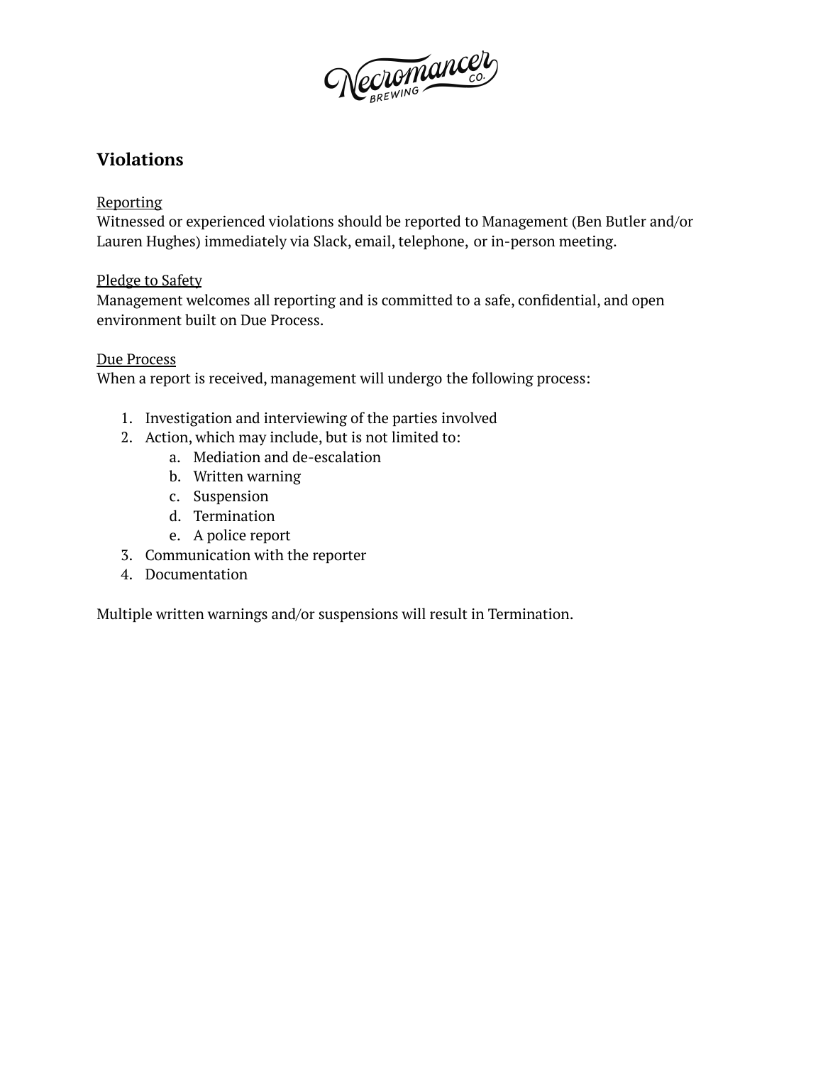## Violations

Reporting
Witnessed or experienced violations should be reported to Management (Ben Butler and/or Lauren Hughes) immediately via Slack, email, telephone, or in-person meeting.

Pledge to Safety
Management welcomes all reporting and is committed to a safe, confidential, and open environment built on Due Process.

Due Process
When a report is received, management will undergo the following process:

1. Investigation and interviewing of the parties involved
2. Action, which may include, but is not limited to:
   a. Mediation and de-escalation
   b. Written warning
   c. Suspension
   d. Termination
   e. A police report
3. Communication with the reporter
4. Documentation

Multiple written warnings and/or suspensions will result in Termination.